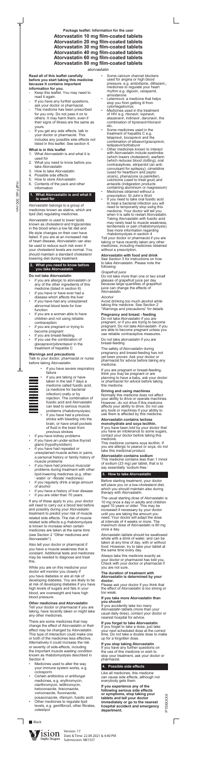# Package leaflet: Information for the user

## Atorvastatin 10 mg film-coated tablets
## Atorvastatin 20 mg film-coated tablets
## Atorvastatin 30 mg film-coated tablets
## Atorvastatin 40 mg film-coated tablets
## Atorvastatin 60 mg film-coated tablets
## Atorvastatin 80 mg film-coated tablets

atorvastatin

**Read all of this leaflet carefully before you start taking this medicine because it contains important information for you.**

- Keep this leaflet. You may need to read it again.
- If you have any further questions, ask your doctor or pharmacist.
- This medicine has been prescribed for you only. Do not pass it on to others. It may harm them, even if their signs of illness are the same as yours.
- If you get any side effects, talk to your doctor or pharmacist. This includes any possible side effects not listed in this leaflet. See section 4.

**What is in this leaflet**

1. What Atorvastatin is and what it is used for
2. What you need to know before you take Atorvastatin
3. How to take Atorvastatin
4. Possible side effects
5. How to store Atorvastatin
6. Contents of the pack and other information

## 1. What Atorvastatin is and what it is used for

Atorvastatin belongs to a group of medicines known as statins, which are lipid (fat) regulating medicines.

Atorvastatin is used to lower lipids known as cholesterol and triglycerides in the blood when a low fat diet and life style changes on their own have failed. If you are at an increased risk of heart disease, Atorvastatin can also be used to reduce such risk even if your cholesterol levels are normal. You should maintain a standard cholesterol lowering diet during treatment.

## 2. What you need to know before you take Atorvastatin

**Do not take Atorvastatin**

- if you are allergic to atorvastatin or any of the other ingredients of this medicine (listed in section 6)
- if you have or have ever had a disease which affects the liver
- if you have had any unexplained abnormal blood tests for liver function
- if you are a woman able to have children and not using reliable contraception
- if you are pregnant or trying to become pregnant
- if you are breast-feeding.
- If you use the combination of glecaprevir/pibrentasvir in the treatment of hepatitis C

**Warnings and precautions**

Talk to your doctor, pharmacist or nurse before taking Atorvastatin.

- if you have severe respiratory failure
- if you are taking or have taken in the last 7 days a medicine called fusidic acid, (a medicine for bacterial infection) orally or by injection. The combination of fusidic acid and Atorvastatin can lead to serious muscle problems (rhabdomyolysis)
- if you have had a previous stroke with bleeding into the brain, or have small pockets of fluid in the brain from previous strokes
- if you have kidney problems
- if you have an under-active thyroid gland (hypothyroidism)
- if you have had repeated or unexplained muscle aches or pains, a personal history or family history of muscle problems
- if you have had previous muscular problems during treatment with other lipid-lowering medicines (e.g. other '-statin' or '-fibrate' medicines)
- if you regularly drink a large amount of alcohol
- if you have a history of liver disease
- if you are older than 70 years.

If any of these apply to you, your doctor will need to carry out a blood test before and possibly during your Atorvastatin treatment to predict your risk of muscle related side effects. The risk of muscle related side effects e.g rhabdomyolysis is known to increase when certain medicines are taken at the same time (see Section 2 "Other medicines and Atorvastatin").

Also tell your doctor or pharmacist if you have a muscle weakness that is constant. Additional tests and medicines may be needed to diagnose and treat this.

While you are on this medicine your doctor will monitor you closely if you have diabetes or are at risk of developing diabetes. You are likely to be at risk of developing diabetes if you have high levels of sugars and fats in your blood, are overweight and have high blood pressure.

**Other medicines and Atorvastatin**

Tell your doctor or pharmacist if you are taking, have recently taken or might take any other medicines.

There are some medicines that may change the effect of Atorvastatin or their effect may be changed by Atorvastatin. This type of interaction could make one or both of the medicines less effective. Alternatively it could increase the risk or severity of side-effects, including the important muscle wasting condition known as rhabdomyolysis described in Section 4:

- Medicines used to alter the way your immune system works, e.g. ciclosporin
- Certain antibiotics or antifungal medicines, e.g. erythromycin, clarithromycin, telithromycin, ketoconazole, itraconazole, voriconazole, fluconazole, posaconazole, rifampin, fusidic acid
- Other medicines to regulate lipid levels, e.g. gemfibrozil, other fibrates, colestipol
- Some calcium channel blockers used for angina or high blood pressure, e.g. amlodipine, diltiazem,; medicines to regulate your heart rhythm e.g. digoxin, verapamil, amiodarone
- Letermovir, a medicine that helps stop you from getting ill from cytomegalovirus.
- Medicines used in the treatment of HIV e.g. ritonavir, lopinavir, atazanavir, indinavir, darunavir, the combination of tipranavir/ritonavir etc.
- Some medicines used in the treatment of hepatitis C e.g. telaprevir, boceprevir and the combination of elbasvir/grazoprevir, ledipasvir/sofosbuvir
- Other medicines known to interact with Atorvastatin include ezetimibe (which lowers cholesterol), warfarin (which reduces blood clotting), oral contraceptives, stiripentol (an anti-convulsant for epilepsy), cimetidine (used for heartburn and peptic ulcers), phenazone (a painkiller), colchicine (used to treat gout) and antacids (indigestion products containing aluminium or magnesium)
- Medicines obtained without a prescription: St John's Wort
- If you need to take oral fusidic acid to treat a bacterial infection you will need to temporarily stop using this medicine. Your doctor will tell you when it is safe to restart Atorvastatin. Taking Atorvastatin with fusidic acid may rarely lead to muscle weakness, tenderness or pain (rhabdomyolysis). See more information regarding rhabdomyolysis in section 4

Tell your doctor or pharmacist if you are taking or have recently taken any other medicines, including medicines obtained without a prescription.

**Atorvastatin with food and drink**

See Section 3 for instructions on how to take Atorvastatin. Please note the following:

*Grapefruit juice*

Do not take more than one or two small glasses of grapefruit juice per day because large quantities of grapefruit juice can change the effects of Atorvastatin.

*Alcohol*

Avoid drinking too much alcohol while taking this medicine. See Section 2 "Warnings and precautions" for details

**Pregnancy and breast - feeding**

Do not take Atorvastatin if you are pregnant, or if you are trying to become pregnant. Do not take Atorvastatin if you are able to become pregnant unless you use reliable contraceptive measures.

Do not take atorvastatin if you are breast-feeding.

The safety of Atorvastatin during pregnancy and breast-feeding has not yet been proven. Ask your doctor or pharmacist for advice before taking any medicine.

If you are pregnant or breast-feeding, think you may be pregnant or are planning to have a baby, ask your doctor or pharmacist for advice before taking this medicine

**Driving and using machines**

Normally this medicine does not affect your ability to drive or operate machines. However, do not drive if this medicine affects your ability to drive. Do not use any tools or machines if your ability to use them is affected by this medicine.

**Atorvastatin contains lactose monohydrate and soya lecithin.**

If you have been told by your doctor that you have an intolerance to some sugars, contact your doctor before taking this medicine.

This medicine contains soya lecithin. If you are allergic to peanut or soya, do not take this medicinal product.

**Atorvastatin contains sodium**

This medicine contains less than 1 mmol of sodium (23 mg) per tablet, that is to say essentially 'sodium-free.'

## 3. How to take Atorvastatin

Before starting treatment, your doctor will place you on a low-cholesterol diet, which you should maintain also during therapy with Atorvastatin.

The usual starting dose of Atorvastatin is 10 mg once a day in adults and children aged 10 years or older. This may be increased if necessary by your doctor until you are taking the amount you need. Your doctor will adapt the dose at intervals of 4 weeks or more. The maximum dose of Atorvastatin is 80 mg once a day.

Atorvastatin tablets should be swallowed whole with a drink of water, and can be taken at any time of day, with or without food. However, try to take your tablet at the same time every day.

Always take this medicine exactly as your doctor or pharmacist has told you. Check with your doctor or pharmacist if you are not sure.

**The duration of treatment with Atorvastatin is determined by your doctor.**

Please ask your doctor if you think that the effect of Atorvastatin is too strong or too weak.

**If you take more Atorvastatin than you should**

If you accidently take too many Atorvastatin tablets (more than your usual daily dose), contact your doctor or nearest hospital for advice.

**If you forget to take Atorvastatin**

If you forget to take a dose, just take your next scheduled dose at the correct time. Do not take a double dose to make up for a forgotten dose.

**If you stop taking Atorvastatin**

If you have any further questions on the use of this medicine or wish to stop your treatment, ask your doctor or pharmacist.

## 4. Possible side effects

Like all medicines, this medicine can cause side effects, although not everybody gets them.

**If you experience any of the following serious side effects or symptoms, stop taking your tablets and tell your doctor immediately or go to the nearest hospital accident and emergency department.**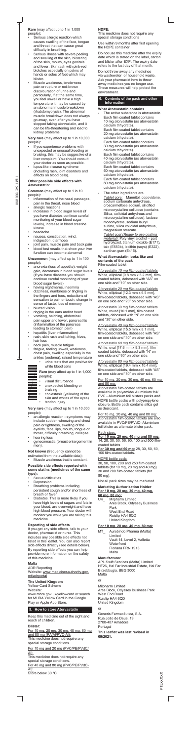**Rare** (may affect up to 1 in 1,000 people)**:**

- Serious allergic reaction which causes swelling of the face, tongue and throat that can cause great difficulty in breathing.
- Serious illness with severe peeling and swelling of the skin, blistering of the skin, mouth, eyes genitals and fever. Skin rash with pink-red blotches especially on palms of hands or soles of feet which may blister.
- Muscle weakness, tenderness pain or rupture or red-brown discolouration of urine and particularly, if at the same time, you feel unwell or have a high temperature it may be caused by an abnormal muscle breakdown (rhabdomyolysis). The abnormal muscle breakdown does not always go away, even after you have stopped taking atorvastatin, and it can be life-threatening and lead to kidney problems.

**Very rare** (may affect up to 1 in 10,000 people)**:**

- If you experience problems with unexpected or unusual bleeding or bruising, this may be suggestive of a liver complaint. You should consult your doctor as soon as possible.
- lupus-like disease syndrome (including rash, joint disorders and effects on blood cells).

**Other possible side effects with Atorvastatin:**

**Common** (may affect up to 1 in 10 people)**:**

- inflammation of the nasal passages, pain in the throat, nose bleed
- allergic reactions
- increases in blood sugar levels (if you have diabetes continue careful monitoring of your blood sugar levels), increase in blood creatine kinase
- headache
- nausea, constipation, wind, indigestion, diarrhoea
- joint pain, muscle pain and back pain
- blood test results that show your liver function can become abnormal

**Uncommon** (may affect up to 1 in 100 people)**:**

- anorexia (loss of appetite), weight gain, decreases in blood sugar levels (if you have diabetes you should continue careful monitoring of your blood sugar levels)
- having nightmares, insomnia
- dizziness, numbness or tingling in the fingers and toes, reductions of sensation to pain or touch, change in sense of taste, loss of memory
- blurred vision
- ringing in the ears and/or head
- vomiting, belching, abdominal pain upper and lower, pancreatitis (inflammation of the pancreas leading to stomach pain)
- hepatitis (liver inflammation)
- rash, skin rash and itching, hives, hair loss
- neck pain, muscle fatigue
- fatigue, feeling unwell, weakness, chest pain, swelling especially in the ankles (oedema), raised temperature
- urine tests that are positive for white blood cells

**Rare** (may affect up to 1 in 1,000 people)**:**

- visual disturbance
- unexpected bleeding or bruising
- cholestasis (yellowing of the skin and whites of the eyes)
- tendon injury

**Very rare** (may affect up to 1 in 10,000 people)**:**

- an allergic reaction - symptoms may include sudden wheezing and chest pain or tightness, swelling of the eyelids, face, lips, mouth, tongue or throat, difficulty breathing, collapse
- hearing loss
- gynecomastia (breast enlargement in men).

**Not known** (frequency cannot be estimated from the available data)**:**

- Muscle weakness that is constant.

**Possible side effects reported with some statins (medicines of the same type):**

- Sexual difficulties
- Depression
- Breathing problems including persistent cough and/or shortness of breath or fever
- Diabetes. This is more likely if you have high levels of sugars and fats in your blood, are overweight and have high blood pressure. Your doctor will monitor you while you are taking this medicine.

**Reporting of side effects**

If you get any side effects, talk to your doctor, pharmacist or nurse. This includes any possible side effects not listed in this leaflet. You can also report side effects directly (see details below). By reporting side effects you can help provide more information on the safety of this medicine.

**Malta**

ADR Reporting
Website: www.medicinesauthority.gov.mt/adrportal

**The United Kingdom**

Yellow Card Scheme
Website:
www.mhra.gov.uk/yellowcard or search for MHRA Yellow Card in the Google Play or Apple App Store.

## 5. How to store Atorvastatin

Keep this medicine out of the sight and reach of children.

**Blister:**

For 10 mg, 20 mg, 30 mg, 40 mg, 60 mg and 80 mg (PA/Al/PVC-Al):
This medicine does not require any special storage conditions.

For 10 mg and 20 mg (PVC/PE/PVdC/Al):
This medicine does not require any special storage conditions.

For 40 mg and 80 mg (PVC/PE/PVdC-Al):
Store below 30 ºC

**HDPE:**

This medicine does not require any special storage conditions

Use within 9 months after first opening the HDPE container.

Do not use this medicine after the expiry date which is stated on the label, carton and blister after EXP. The expiry date refers to the last day of that month.

Do not throw away any medicines via wastewater or household waste. Ask your pharmacist how to throw away medicines you no longer use. These measures will help protect the environment.

## 6. Contents of the pack and other information

**What Atorvastatin contains**

- The active substance is atorvastatin
  Each film coated tablet contains 10 mg atorvastatin (as atorvastatin calcium trihydrate).
  Each film coated tablet contains 20 mg atorvastatin (as atorvastatin calcium trihydrate).
  Each film coated tablet contains 30 mg atorvastatin (as atorvastatin calcium trihydrate).
  Each film coated tablet contains 40 mg atorvastatin (as atorvastatin calcium trihydrate).
  Each film coated tablet contains 60 mg atorvastatin (as atorvastatin calcium trihydrate).
  Each film coated tablet contains 80 mg atorvastatin (as atorvastatin calcium trihydrate).
- The other ingredients are.
  *Tablet core:* Mannitol, copovidone, sodium carbonate anhydrous, croscarmellose sodium, silicified microcrystalline cellulose (contains Silica, colloidal anhydrous and microcrystalline cellulose), lactose monohydrate, sodium lauryl sulfate, silica colloidal anhydrous, magnesium stearate.
  *Tablet coat (Ready to use coating material):* Poly vinyl alcohol – part hydrolyzed, titanium dioxide (E171), talc (E553b), lecithin (soya) (E322), xanthan gum (E415).

**What Atorvastatin looks like and contents of the pack**

Film-coated tablet

*Atorvastatin 10 mg film-coated tablets*
White, elliptical [9.8 mm x 5.2 mm], film-coated tablets, debossed with "AS" on one side and "10" on other side.

*Atorvastatin 20 mg film-coated tablets*
White, elliptical [12.3 mm x 6.5 mm], film-coated tablets, debossed with "AS" on one side and "20" on other side.

Atorvastatin 30 mg film-coated tablets
White, round [10.1 mm], film coated tablets, debossed with "N" on one side and "30" on other side.

*Atorvastatin 40 mg film-coated tablets*
White, elliptical [15.5 mm x 8.1 mm], film-coated tablets, debossed with "AS" on one side and "40" on other side.

*Atorvastatin 60 mg film-coated tablets*
White, oval [17.6 mm x 9.3 mm], film coated tablets, debossed with "N" on one side and "60" on other side.

*Atorvastatin 80 mg film-coated tablets*
White, elliptical [19.4 mm x 10.4 mm], film-coated tablets, debossed with "AS" on one side and "80" on other side.

For 10 mg, 20 mg, 30 mg, 40 mg, 60 mg and 80 mg:
Atorvastatin film-coated tablets are available in polyamide/ Aluminium foil/ PVC - Aluminium foil blisters packs and HDPE bottle packs with polypropylene closure. Bottle pack contains silica gel as desiccant.

For 10 mg, 20 mg, 40 mg and 80 mg:
Atorvastatin film-coated tablets are also available in PVC/PE/PVdC- Aluminium foil blister as alternate blister pack.

Pack sizes:
**For 10 mg, 20 mg, 40 mg and 80 mg:** 14, 28, 30, 50, 56, 90, 100 and 500 film-coated tablets
**For 30 mg and 60 mg:** 28, 30, 50, 60, 100 film-coated tablets.

HDPE bottle pack:
30, 90, 100, 200 and 250 film-coated tablets (for 10 mg, 20 mg and 40 mg) 30 and 200 film-coated tablets (for 80 mg).

Not all pack sizes may be marketed.

**Marketing Authorisation Holder**
**For 10 mg, 20 mg, 30 mg, 40 mg, 60 mg, 80 mg:**

UK_ Milpharm Limited
Ares Block, Odyssey Business Park
West End Road
Ruislip HA4 6QD
United Kingdom

**For 10 mg, 20 mg, 40 mg, 80 mg:**

MT_ Aurobindo Pharma (Malta) Limited
Vault 14, Level 2, Valletta Waterfront
Floriana FRN 1913
Malta

**Manufacturer**

APL Swift Services (Malta) Limited
HF26, Hal Far Industrial Estate, Hal Far
Birzebbugia, BBG 3000
Malta

or

Milpharm Limited
Ares Block, Odyssey Business Park
West End Road
Ruislip HA4 6QD
United Kingdom

or

Generis Farmacêutica, S.A.
Rua João de Deus, 19
2700-487 Amadora
Portugal

**This leaflet was last revised in 09/2021.**